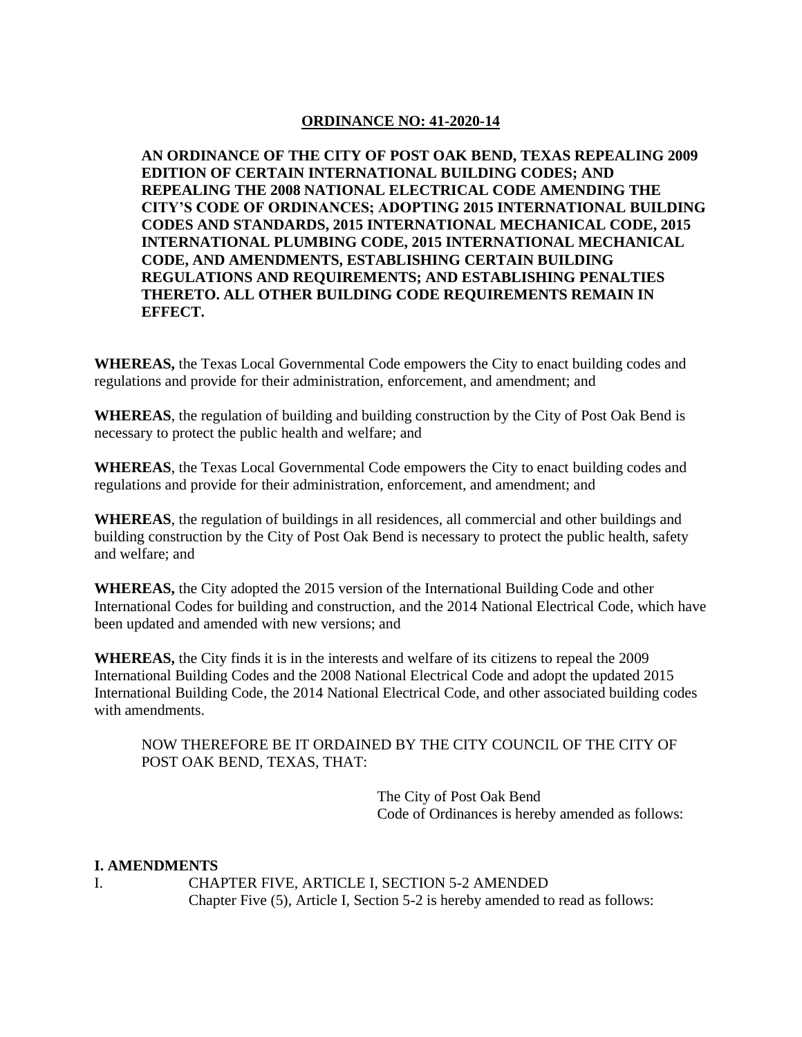**ORDINANCE NO: 41-2020-14**

**AN ORDINANCE OF THE CITY OF POST OAK BEND, TEXAS REPEALING 2009 EDITION OF CERTAIN INTERNATIONAL BUILDING CODES; AND REPEALING THE 2008 NATIONAL ELECTRICAL CODE AMENDING THE CITY'S CODE OF ORDINANCES; ADOPTING 2015 INTERNATIONAL BUILDING CODES AND STANDARDS, 2015 INTERNATIONAL MECHANICAL CODE, 2015 INTERNATIONAL PLUMBING CODE, 2015 INTERNATIONAL MECHANICAL CODE, AND AMENDMENTS, ESTABLISHING CERTAIN BUILDING REGULATIONS AND REQUIREMENTS; AND ESTABLISHING PENALTIES THERETO. ALL OTHER BUILDING CODE REQUIREMENTS REMAIN IN EFFECT.**

**WHEREAS,** the Texas Local Governmental Code empowers the City to enact building codes and regulations and provide for their administration, enforcement, and amendment; and

**WHEREAS**, the regulation of building and building construction by the City of Post Oak Bend is necessary to protect the public health and welfare; and

**WHEREAS**, the Texas Local Governmental Code empowers the City to enact building codes and regulations and provide for their administration, enforcement, and amendment; and

**WHEREAS**, the regulation of buildings in all residences, all commercial and other buildings and building construction by the City of Post Oak Bend is necessary to protect the public health, safety and welfare; and

**WHEREAS,** the City adopted the 2015 version of the International Building Code and other International Codes for building and construction, and the 2014 National Electrical Code, which have been updated and amended with new versions; and

**WHEREAS,** the City finds it is in the interests and welfare of its citizens to repeal the 2009 International Building Codes and the 2008 National Electrical Code and adopt the updated 2015 International Building Code, the 2014 National Electrical Code, and other associated building codes with amendments.

NOW THEREFORE BE IT ORDAINED BY THE CITY COUNCIL OF THE CITY OF POST OAK BEND, TEXAS, THAT:

The City of Post Oak Bend
Code of Ordinances is hereby amended as follows:

**I. AMENDMENTS**

I. CHAPTER FIVE, ARTICLE I, SECTION 5-2 AMENDED
Chapter Five (5), Article I, Section 5-2 is hereby amended to read as follows: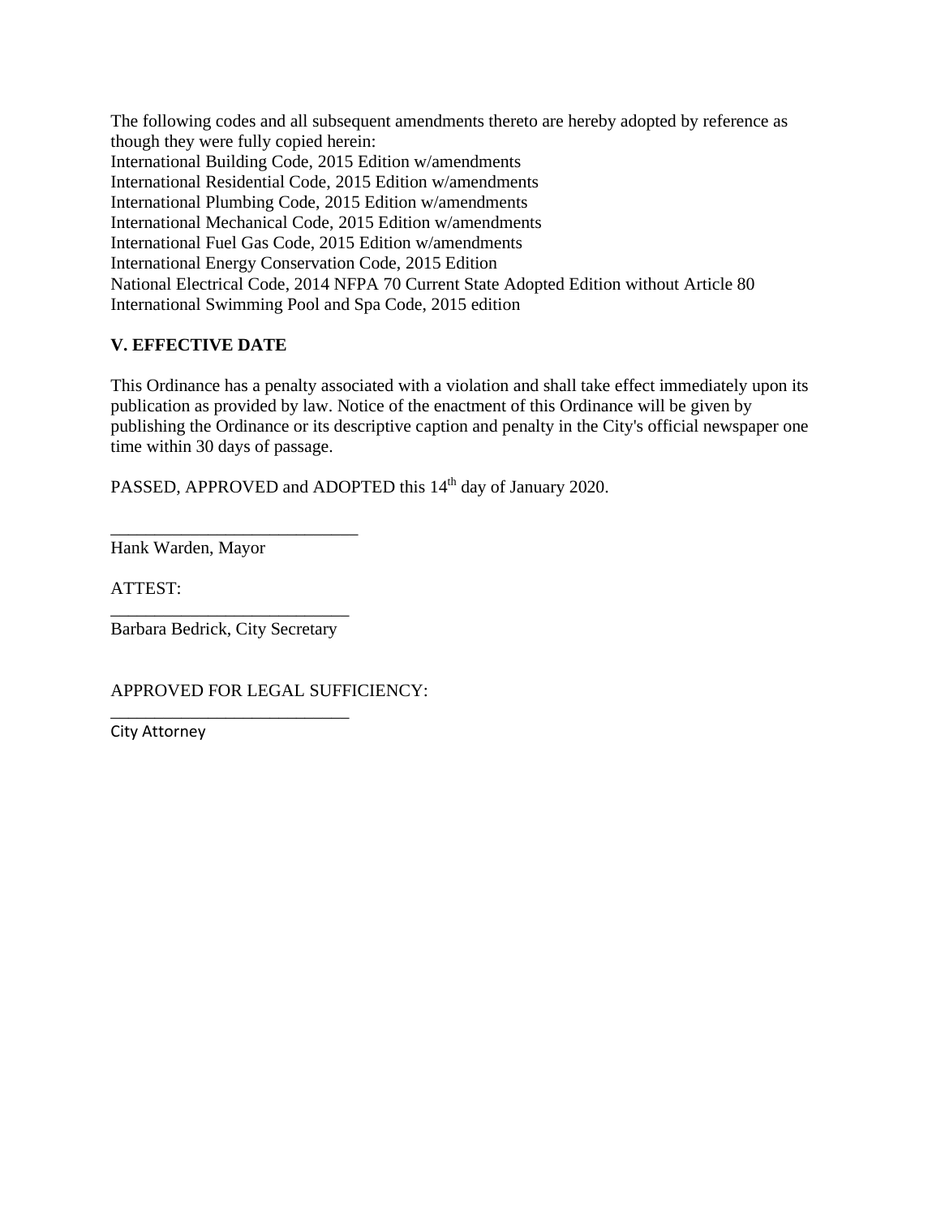The following codes and all subsequent amendments thereto are hereby adopted by reference as though they were fully copied herein:
International Building Code, 2015 Edition w/amendments
International Residential Code, 2015 Edition w/amendments
International Plumbing Code, 2015 Edition w/amendments
International Mechanical Code, 2015 Edition w/amendments
International Fuel Gas Code, 2015 Edition w/amendments
International Energy Conservation Code, 2015 Edition
National Electrical Code, 2014 NFPA 70 Current State Adopted Edition without Article 80
International Swimming Pool and Spa Code, 2015 edition

**V. EFFECTIVE DATE**

This Ordinance has a penalty associated with a violation and shall take effect immediately upon its publication as provided by law. Notice of the enactment of this Ordinance will be given by publishing the Ordinance or its descriptive caption and penalty in the City's official newspaper one time within 30 days of passage.

PASSED, APPROVED and ADOPTED this 14th day of January 2020.

___________________________
Hank Warden, Mayor

ATTEST:
___________________________
Barbara Bedrick, City Secretary

APPROVED FOR LEGAL SUFFICIENCY:
___________________________
City Attorney